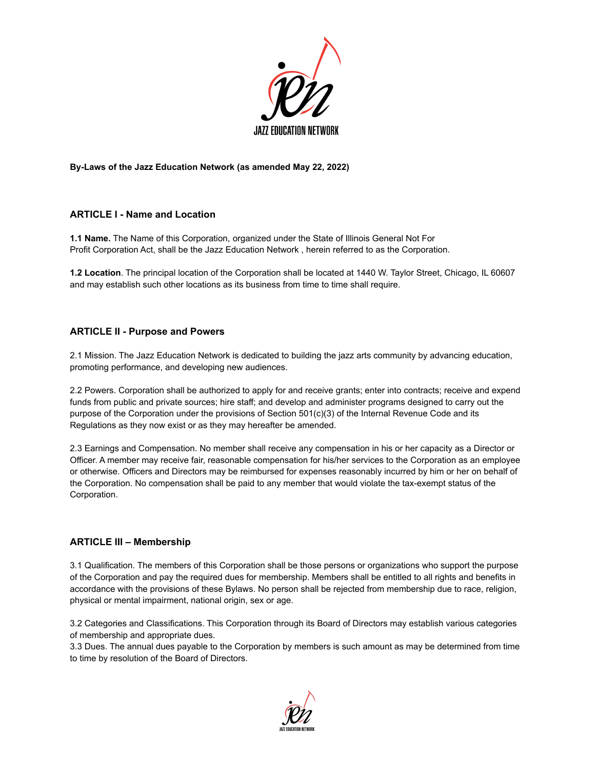**By-Laws of the Jazz Education Network (as amended May 22, 2022)**

## ARTICLE I - Name and Location

**1.1 Name.** The Name of this Corporation, organized under the State of Illinois General Not For Profit Corporation Act, shall be the Jazz Education Network , herein referred to as the Corporation.

**1.2 Location**. The principal location of the Corporation shall be located at 1440 W. Taylor Street, Chicago, IL 60607 and may establish such other locations as its business from time to time shall require.

## ARTICLE II - Purpose and Powers

2.1 Mission. The Jazz Education Network is dedicated to building the jazz arts community by advancing education, promoting performance, and developing new audiences.

2.2 Powers. Corporation shall be authorized to apply for and receive grants; enter into contracts; receive and expend funds from public and private sources; hire staff; and develop and administer programs designed to carry out the purpose of the Corporation under the provisions of Section 501(c)(3) of the Internal Revenue Code and its Regulations as they now exist or as they may hereafter be amended.

2.3 Earnings and Compensation. No member shall receive any compensation in his or her capacity as a Director or Officer. A member may receive fair, reasonable compensation for his/her services to the Corporation as an employee or otherwise. Officers and Directors may be reimbursed for expenses reasonably incurred by him or her on behalf of the Corporation. No compensation shall be paid to any member that would violate the tax-exempt status of the Corporation.

## ARTICLE III – Membership

3.1 Qualification. The members of this Corporation shall be those persons or organizations who support the purpose of the Corporation and pay the required dues for membership. Members shall be entitled to all rights and benefits in accordance with the provisions of these Bylaws. No person shall be rejected from membership due to race, religion, physical or mental impairment, national origin, sex or age.

3.2 Categories and Classifications. This Corporation through its Board of Directors may establish various categories of membership and appropriate dues.

3.3 Dues. The annual dues payable to the Corporation by members is such amount as may be determined from time to time by resolution of the Board of Directors.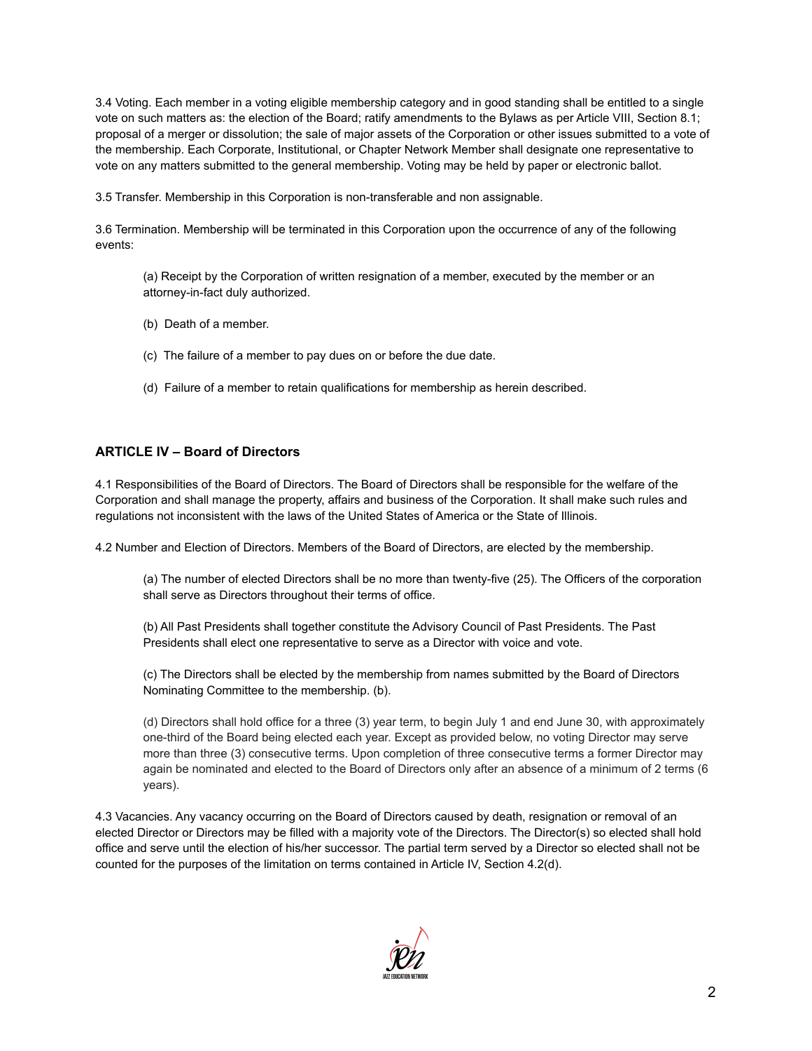3.4 Voting. Each member in a voting eligible membership category and in good standing shall be entitled to a single vote on such matters as: the election of the Board; ratify amendments to the Bylaws as per Article VIII, Section 8.1; proposal of a merger or dissolution; the sale of major assets of the Corporation or other issues submitted to a vote of the membership. Each Corporate, Institutional, or Chapter Network Member shall designate one representative to vote on any matters submitted to the general membership. Voting may be held by paper or electronic ballot.

3.5 Transfer. Membership in this Corporation is non-transferable and non assignable.

3.6 Termination. Membership will be terminated in this Corporation upon the occurrence of any of the following events:

(a) Receipt by the Corporation of written resignation of a member, executed by the member or an attorney-in-fact duly authorized.

(b) Death of a member.

(c) The failure of a member to pay dues on or before the due date.

(d) Failure of a member to retain qualifications for membership as herein described.

## ARTICLE IV – Board of Directors

4.1 Responsibilities of the Board of Directors. The Board of Directors shall be responsible for the welfare of the Corporation and shall manage the property, affairs and business of the Corporation. It shall make such rules and regulations not inconsistent with the laws of the United States of America or the State of Illinois.

4.2 Number and Election of Directors. Members of the Board of Directors, are elected by the membership.

(a) The number of elected Directors shall be no more than twenty-five (25). The Officers of the corporation shall serve as Directors throughout their terms of office.

(b) All Past Presidents shall together constitute the Advisory Council of Past Presidents. The Past Presidents shall elect one representative to serve as a Director with voice and vote.

(c) The Directors shall be elected by the membership from names submitted by the Board of Directors Nominating Committee to the membership. (b).

(d) Directors shall hold office for a three (3) year term, to begin July 1 and end June 30, with approximately one-third of the Board being elected each year. Except as provided below, no voting Director may serve more than three (3) consecutive terms. Upon completion of three consecutive terms a former Director may again be nominated and elected to the Board of Directors only after an absence of a minimum of 2 terms (6 years).

4.3 Vacancies. Any vacancy occurring on the Board of Directors caused by death, resignation or removal of an elected Director or Directors may be filled with a majority vote of the Directors. The Director(s) so elected shall hold office and serve until the election of his/her successor. The partial term served by a Director so elected shall not be counted for the purposes of the limitation on terms contained in Article IV, Section 4.2(d).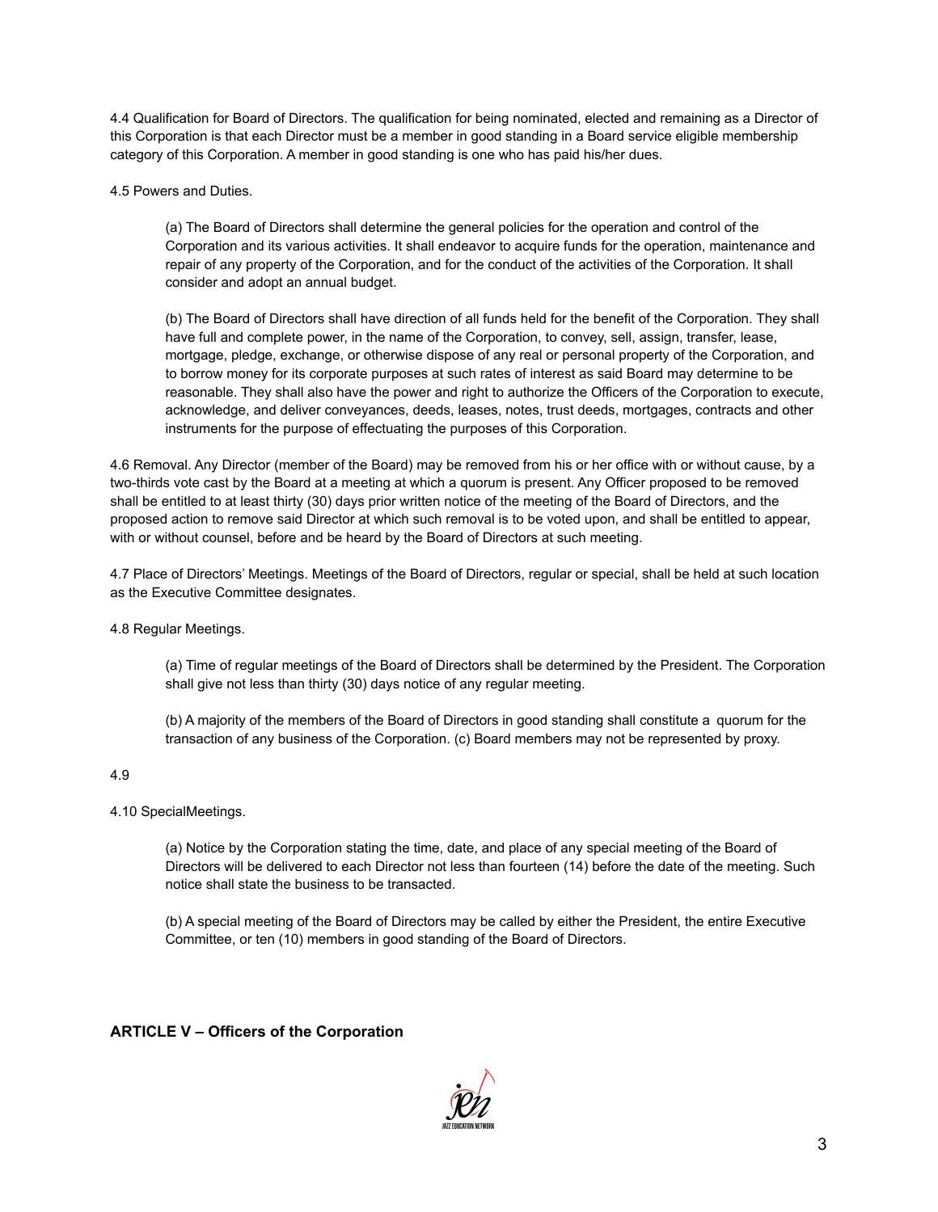4.4 Qualification for Board of Directors. The qualification for being nominated, elected and remaining as a Director of this Corporation is that each Director must be a member in good standing in a Board service eligible membership category of this Corporation. A member in good standing is one who has paid his/her dues.

4.5 Powers and Duties.

(a) The Board of Directors shall determine the general policies for the operation and control of the Corporation and its various activities. It shall endeavor to acquire funds for the operation, maintenance and repair of any property of the Corporation, and for the conduct of the activities of the Corporation. It shall consider and adopt an annual budget.

(b) The Board of Directors shall have direction of all funds held for the benefit of the Corporation. They shall have full and complete power, in the name of the Corporation, to convey, sell, assign, transfer, lease, mortgage, pledge, exchange, or otherwise dispose of any real or personal property of the Corporation, and to borrow money for its corporate purposes at such rates of interest as said Board may determine to be reasonable. They shall also have the power and right to authorize the Officers of the Corporation to execute, acknowledge, and deliver conveyances, deeds, leases, notes, trust deeds, mortgages, contracts and other instruments for the purpose of effectuating the purposes of this Corporation.

4.6 Removal. Any Director (member of the Board) may be removed from his or her office with or without cause, by a two-thirds vote cast by the Board at a meeting at which a quorum is present. Any Officer proposed to be removed shall be entitled to at least thirty (30) days prior written notice of the meeting of the Board of Directors, and the proposed action to remove said Director at which such removal is to be voted upon, and shall be entitled to appear, with or without counsel, before and be heard by the Board of Directors at such meeting.

4.7 Place of Directors' Meetings. Meetings of the Board of Directors, regular or special, shall be held at such location as the Executive Committee designates.

4.8 Regular Meetings.

(a) Time of regular meetings of the Board of Directors shall be determined by the President. The Corporation shall give not less than thirty (30) days notice of any regular meeting.

(b) A majority of the members of the Board of Directors in good standing shall constitute a quorum for the transaction of any business of the Corporation. (c) Board members may not be represented by proxy.

4.9

4.10 SpecialMeetings.

(a) Notice by the Corporation stating the time, date, and place of any special meeting of the Board of Directors will be delivered to each Director not less than fourteen (14) before the date of the meeting. Such notice shall state the business to be transacted.

(b) A special meeting of the Board of Directors may be called by either the President, the entire Executive Committee, or ten (10) members in good standing of the Board of Directors.

## ARTICLE V – Officers of the Corporation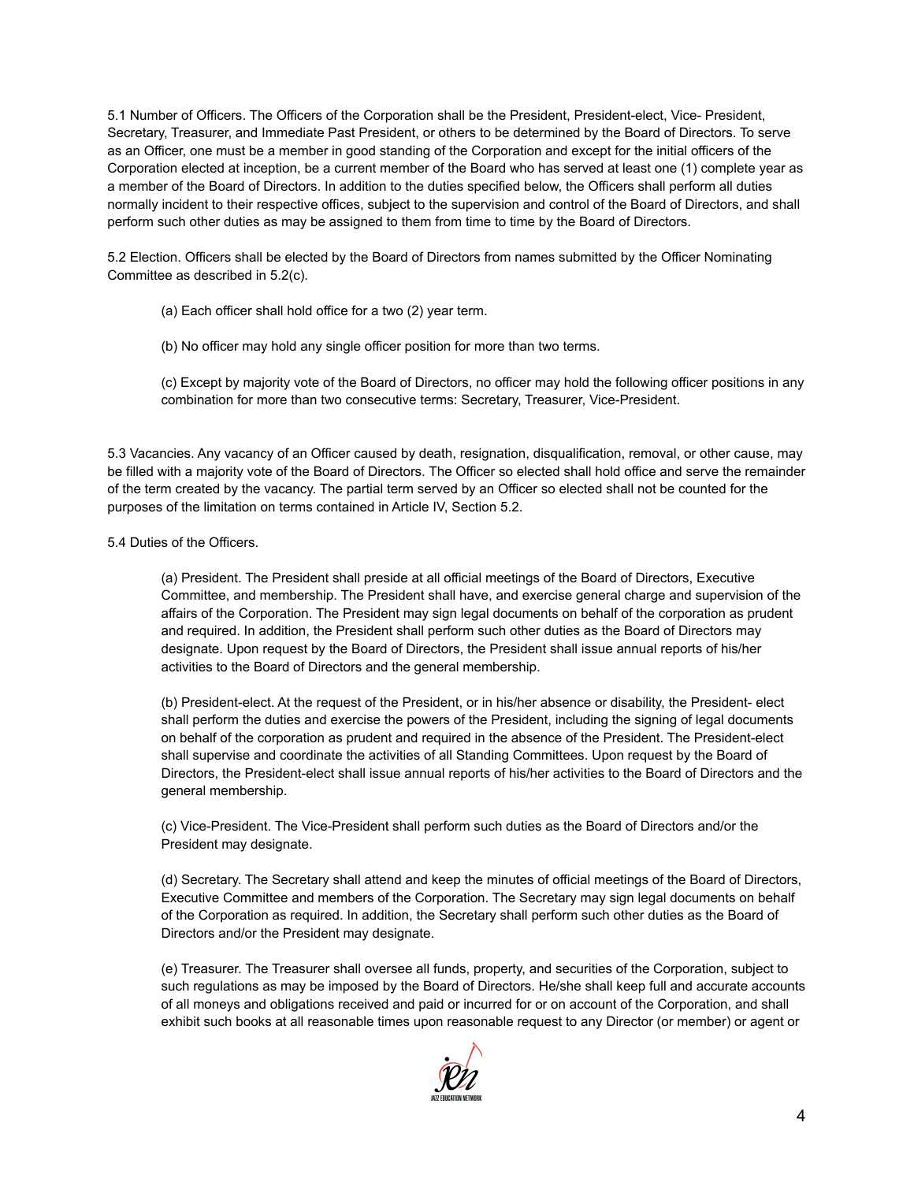5.1 Number of Officers. The Officers of the Corporation shall be the President, President-elect, Vice- President, Secretary, Treasurer, and Immediate Past President, or others to be determined by the Board of Directors. To serve as an Officer, one must be a member in good standing of the Corporation and except for the initial officers of the Corporation elected at inception, be a current member of the Board who has served at least one (1) complete year as a member of the Board of Directors. In addition to the duties specified below, the Officers shall perform all duties normally incident to their respective offices, subject to the supervision and control of the Board of Directors, and shall perform such other duties as may be assigned to them from time to time by the Board of Directors.

5.2 Election. Officers shall be elected by the Board of Directors from names submitted by the Officer Nominating Committee as described in 5.2(c).

> (a) Each officer shall hold office for a two (2) year term.
>
> (b) No officer may hold any single officer position for more than two terms.
>
> (c) Except by majority vote of the Board of Directors, no officer may hold the following officer positions in any combination for more than two consecutive terms: Secretary, Treasurer, Vice-President.

5.3 Vacancies. Any vacancy of an Officer caused by death, resignation, disqualification, removal, or other cause, may be filled with a majority vote of the Board of Directors. The Officer so elected shall hold office and serve the remainder of the term created by the vacancy. The partial term served by an Officer so elected shall not be counted for the purposes of the limitation on terms contained in Article IV, Section 5.2.

5.4 Duties of the Officers.

> (a) President. The President shall preside at all official meetings of the Board of Directors, Executive Committee, and membership. The President shall have, and exercise general charge and supervision of the affairs of the Corporation. The President may sign legal documents on behalf of the corporation as prudent and required. In addition, the President shall perform such other duties as the Board of Directors may designate. Upon request by the Board of Directors, the President shall issue annual reports of his/her activities to the Board of Directors and the general membership.
>
> (b) President-elect. At the request of the President, or in his/her absence or disability, the President- elect shall perform the duties and exercise the powers of the President, including the signing of legal documents on behalf of the corporation as prudent and required in the absence of the President. The President-elect shall supervise and coordinate the activities of all Standing Committees. Upon request by the Board of Directors, the President-elect shall issue annual reports of his/her activities to the Board of Directors and the general membership.
>
> (c) Vice-President. The Vice-President shall perform such duties as the Board of Directors and/or the President may designate.
>
> (d) Secretary. The Secretary shall attend and keep the minutes of official meetings of the Board of Directors, Executive Committee and members of the Corporation. The Secretary may sign legal documents on behalf of the Corporation as required. In addition, the Secretary shall perform such other duties as the Board of Directors and/or the President may designate.
>
> (e) Treasurer. The Treasurer shall oversee all funds, property, and securities of the Corporation, subject to such regulations as may be imposed by the Board of Directors. He/she shall keep full and accurate accounts of all moneys and obligations received and paid or incurred for or on account of the Corporation, and shall exhibit such books at all reasonable times upon reasonable request to any Director (or member) or agent or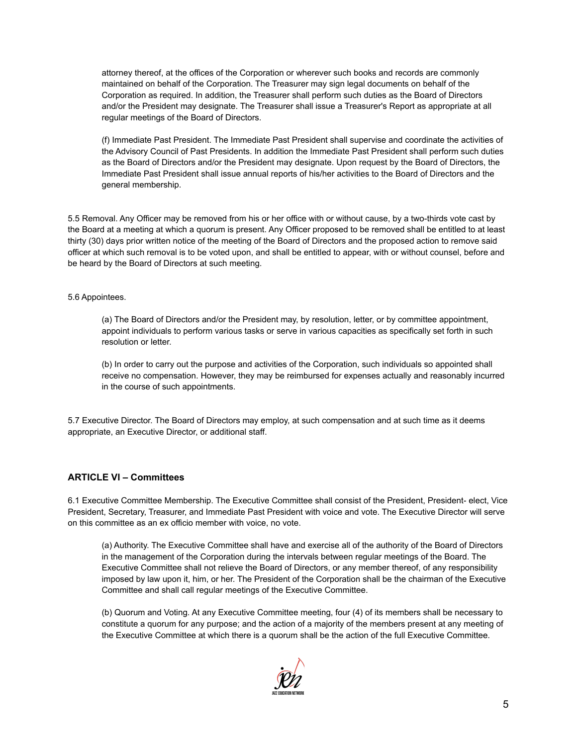attorney thereof, at the offices of the Corporation or wherever such books and records are commonly maintained on behalf of the Corporation. The Treasurer may sign legal documents on behalf of the Corporation as required. In addition, the Treasurer shall perform such duties as the Board of Directors and/or the President may designate. The Treasurer shall issue a Treasurer's Report as appropriate at all regular meetings of the Board of Directors.

(f) Immediate Past President. The Immediate Past President shall supervise and coordinate the activities of the Advisory Council of Past Presidents. In addition the Immediate Past President shall perform such duties as the Board of Directors and/or the President may designate. Upon request by the Board of Directors, the Immediate Past President shall issue annual reports of his/her activities to the Board of Directors and the general membership.

5.5 Removal. Any Officer may be removed from his or her office with or without cause, by a two-thirds vote cast by the Board at a meeting at which a quorum is present. Any Officer proposed to be removed shall be entitled to at least thirty (30) days prior written notice of the meeting of the Board of Directors and the proposed action to remove said officer at which such removal is to be voted upon, and shall be entitled to appear, with or without counsel, before and be heard by the Board of Directors at such meeting.

5.6 Appointees.

(a) The Board of Directors and/or the President may, by resolution, letter, or by committee appointment, appoint individuals to perform various tasks or serve in various capacities as specifically set forth in such resolution or letter.

(b) In order to carry out the purpose and activities of the Corporation, such individuals so appointed shall receive no compensation. However, they may be reimbursed for expenses actually and reasonably incurred in the course of such appointments.

5.7 Executive Director. The Board of Directors may employ, at such compensation and at such time as it deems appropriate, an Executive Director, or additional staff.

## ARTICLE VI – Committees

6.1 Executive Committee Membership. The Executive Committee shall consist of the President, President- elect, Vice President, Secretary, Treasurer, and Immediate Past President with voice and vote. The Executive Director will serve on this committee as an ex officio member with voice, no vote.

(a) Authority. The Executive Committee shall have and exercise all of the authority of the Board of Directors in the management of the Corporation during the intervals between regular meetings of the Board. The Executive Committee shall not relieve the Board of Directors, or any member thereof, of any responsibility imposed by law upon it, him, or her. The President of the Corporation shall be the chairman of the Executive Committee and shall call regular meetings of the Executive Committee.

(b) Quorum and Voting. At any Executive Committee meeting, four (4) of its members shall be necessary to constitute a quorum for any purpose; and the action of a majority of the members present at any meeting of the Executive Committee at which there is a quorum shall be the action of the full Executive Committee.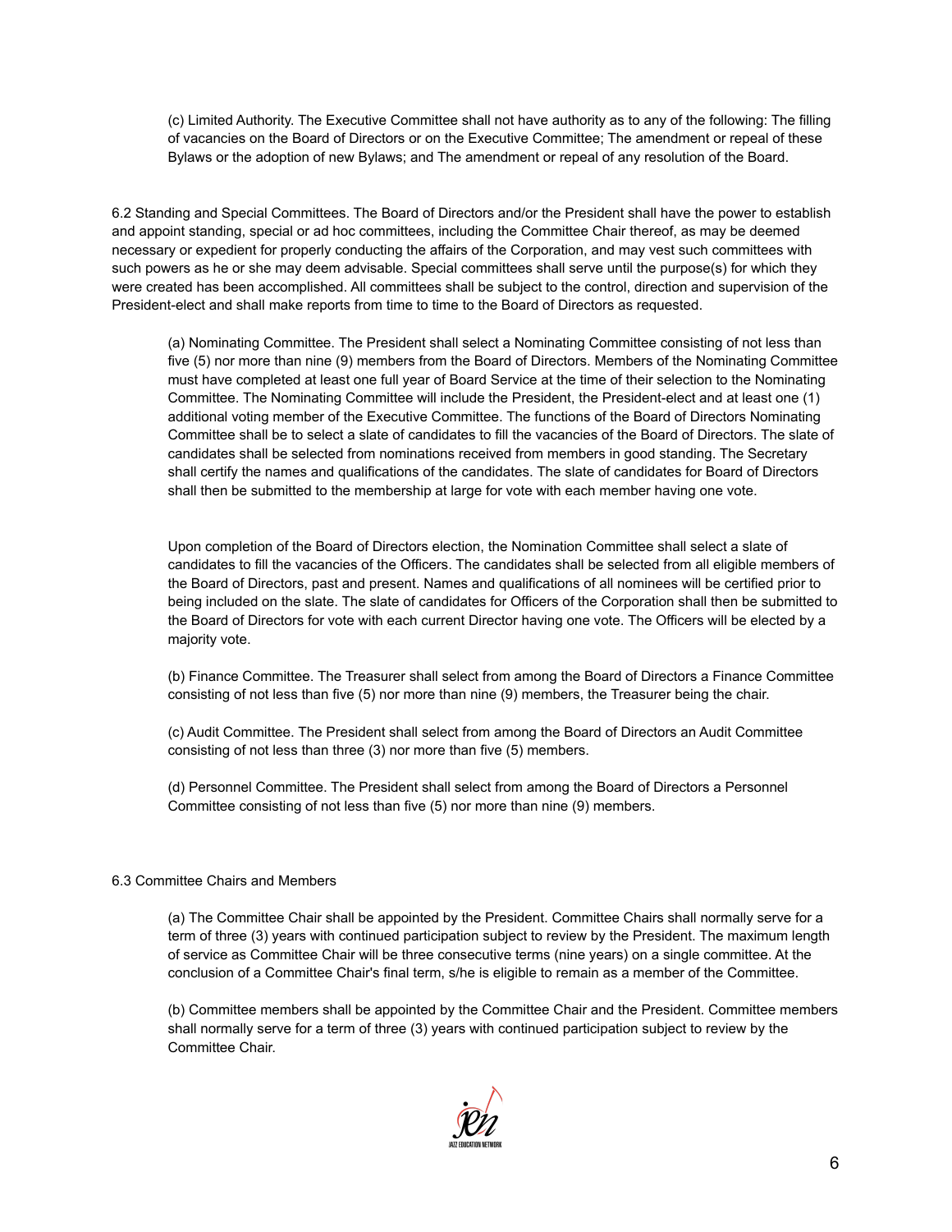(c) Limited Authority. The Executive Committee shall not have authority as to any of the following: The filling of vacancies on the Board of Directors or on the Executive Committee; The amendment or repeal of these Bylaws or the adoption of new Bylaws; and The amendment or repeal of any resolution of the Board.

6.2 Standing and Special Committees. The Board of Directors and/or the President shall have the power to establish and appoint standing, special or ad hoc committees, including the Committee Chair thereof, as may be deemed necessary or expedient for properly conducting the affairs of the Corporation, and may vest such committees with such powers as he or she may deem advisable. Special committees shall serve until the purpose(s) for which they were created has been accomplished. All committees shall be subject to the control, direction and supervision of the President-elect and shall make reports from time to time to the Board of Directors as requested.

(a) Nominating Committee. The President shall select a Nominating Committee consisting of not less than five (5) nor more than nine (9) members from the Board of Directors. Members of the Nominating Committee must have completed at least one full year of Board Service at the time of their selection to the Nominating Committee. The Nominating Committee will include the President, the President-elect and at least one (1) additional voting member of the Executive Committee. The functions of the Board of Directors Nominating Committee shall be to select a slate of candidates to fill the vacancies of the Board of Directors. The slate of candidates shall be selected from nominations received from members in good standing. The Secretary shall certify the names and qualifications of the candidates. The slate of candidates for Board of Directors shall then be submitted to the membership at large for vote with each member having one vote.

Upon completion of the Board of Directors election, the Nomination Committee shall select a slate of candidates to fill the vacancies of the Officers. The candidates shall be selected from all eligible members of the Board of Directors, past and present. Names and qualifications of all nominees will be certified prior to being included on the slate. The slate of candidates for Officers of the Corporation shall then be submitted to the Board of Directors for vote with each current Director having one vote. The Officers will be elected by a majority vote.

(b) Finance Committee. The Treasurer shall select from among the Board of Directors a Finance Committee consisting of not less than five (5) nor more than nine (9) members, the Treasurer being the chair.

(c) Audit Committee. The President shall select from among the Board of Directors an Audit Committee consisting of not less than three (3) nor more than five (5) members.

(d) Personnel Committee. The President shall select from among the Board of Directors a Personnel Committee consisting of not less than five (5) nor more than nine (9) members.

6.3 Committee Chairs and Members

(a) The Committee Chair shall be appointed by the President. Committee Chairs shall normally serve for a term of three (3) years with continued participation subject to review by the President. The maximum length of service as Committee Chair will be three consecutive terms (nine years) on a single committee. At the conclusion of a Committee Chair's final term, s/he is eligible to remain as a member of the Committee.

(b) Committee members shall be appointed by the Committee Chair and the President. Committee members shall normally serve for a term of three (3) years with continued participation subject to review by the Committee Chair.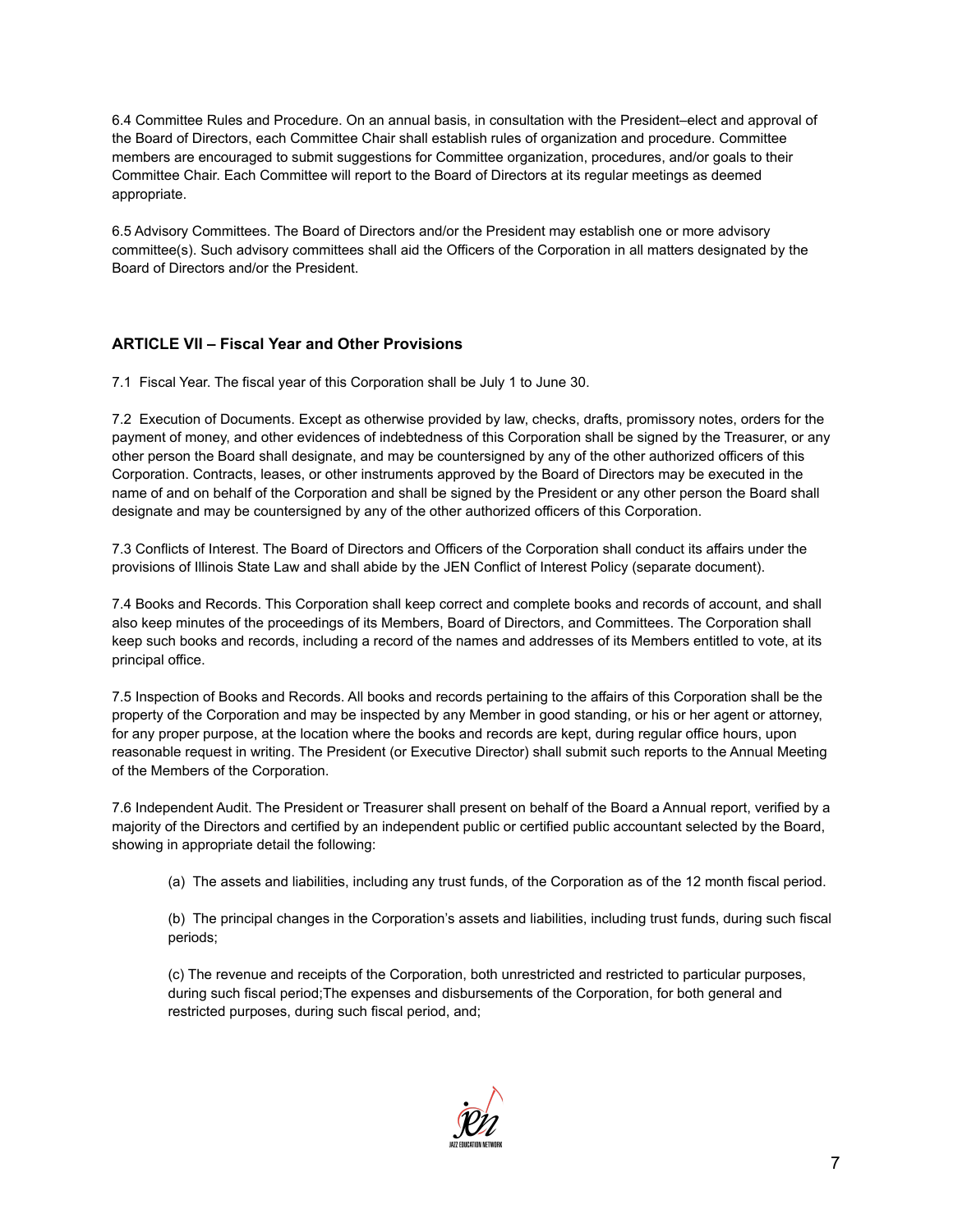6.4 Committee Rules and Procedure. On an annual basis, in consultation with the President–elect and approval of the Board of Directors, each Committee Chair shall establish rules of organization and procedure. Committee members are encouraged to submit suggestions for Committee organization, procedures, and/or goals to their Committee Chair. Each Committee will report to the Board of Directors at its regular meetings as deemed appropriate.

6.5 Advisory Committees. The Board of Directors and/or the President may establish one or more advisory committee(s). Such advisory committees shall aid the Officers of the Corporation in all matters designated by the Board of Directors and/or the President.

### ARTICLE VII – Fiscal Year and Other Provisions

7.1 Fiscal Year. The fiscal year of this Corporation shall be July 1 to June 30.

7.2 Execution of Documents. Except as otherwise provided by law, checks, drafts, promissory notes, orders for the payment of money, and other evidences of indebtedness of this Corporation shall be signed by the Treasurer, or any other person the Board shall designate, and may be countersigned by any of the other authorized officers of this Corporation. Contracts, leases, or other instruments approved by the Board of Directors may be executed in the name of and on behalf of the Corporation and shall be signed by the President or any other person the Board shall designate and may be countersigned by any of the other authorized officers of this Corporation.

7.3 Conflicts of Interest. The Board of Directors and Officers of the Corporation shall conduct its affairs under the provisions of Illinois State Law and shall abide by the JEN Conflict of Interest Policy (separate document).

7.4 Books and Records. This Corporation shall keep correct and complete books and records of account, and shall also keep minutes of the proceedings of its Members, Board of Directors, and Committees. The Corporation shall keep such books and records, including a record of the names and addresses of its Members entitled to vote, at its principal office.

7.5 Inspection of Books and Records. All books and records pertaining to the affairs of this Corporation shall be the property of the Corporation and may be inspected by any Member in good standing, or his or her agent or attorney, for any proper purpose, at the location where the books and records are kept, during regular office hours, upon reasonable request in writing. The President (or Executive Director) shall submit such reports to the Annual Meeting of the Members of the Corporation.

7.6 Independent Audit. The President or Treasurer shall present on behalf of the Board a Annual report, verified by a majority of the Directors and certified by an independent public or certified public accountant selected by the Board, showing in appropriate detail the following:

(a) The assets and liabilities, including any trust funds, of the Corporation as of the 12 month fiscal period.

(b) The principal changes in the Corporation's assets and liabilities, including trust funds, during such fiscal periods;

(c) The revenue and receipts of the Corporation, both unrestricted and restricted to particular purposes, during such fiscal period;The expenses and disbursements of the Corporation, for both general and restricted purposes, during such fiscal period, and;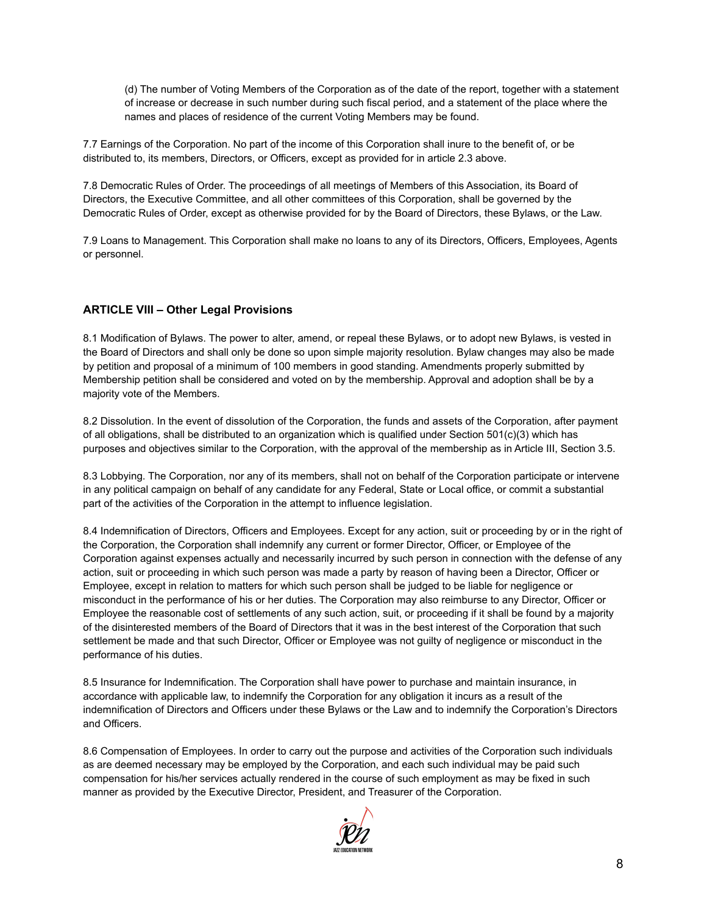(d) The number of Voting Members of the Corporation as of the date of the report, together with a statement of increase or decrease in such number during such fiscal period, and a statement of the place where the names and places of residence of the current Voting Members may be found.

7.7 Earnings of the Corporation. No part of the income of this Corporation shall inure to the benefit of, or be distributed to, its members, Directors, or Officers, except as provided for in article 2.3 above.

7.8 Democratic Rules of Order. The proceedings of all meetings of Members of this Association, its Board of Directors, the Executive Committee, and all other committees of this Corporation, shall be governed by the Democratic Rules of Order, except as otherwise provided for by the Board of Directors, these Bylaws, or the Law.

7.9 Loans to Management. This Corporation shall make no loans to any of its Directors, Officers, Employees, Agents or personnel.

### ARTICLE VIII – Other Legal Provisions

8.1 Modification of Bylaws. The power to alter, amend, or repeal these Bylaws, or to adopt new Bylaws, is vested in the Board of Directors and shall only be done so upon simple majority resolution. Bylaw changes may also be made by petition and proposal of a minimum of 100 members in good standing. Amendments properly submitted by Membership petition shall be considered and voted on by the membership. Approval and adoption shall be by a majority vote of the Members.

8.2 Dissolution. In the event of dissolution of the Corporation, the funds and assets of the Corporation, after payment of all obligations, shall be distributed to an organization which is qualified under Section 501(c)(3) which has purposes and objectives similar to the Corporation, with the approval of the membership as in Article III, Section 3.5.

8.3 Lobbying. The Corporation, nor any of its members, shall not on behalf of the Corporation participate or intervene in any political campaign on behalf of any candidate for any Federal, State or Local office, or commit a substantial part of the activities of the Corporation in the attempt to influence legislation.

8.4 Indemnification of Directors, Officers and Employees. Except for any action, suit or proceeding by or in the right of the Corporation, the Corporation shall indemnify any current or former Director, Officer, or Employee of the Corporation against expenses actually and necessarily incurred by such person in connection with the defense of any action, suit or proceeding in which such person was made a party by reason of having been a Director, Officer or Employee, except in relation to matters for which such person shall be judged to be liable for negligence or misconduct in the performance of his or her duties. The Corporation may also reimburse to any Director, Officer or Employee the reasonable cost of settlements of any such action, suit, or proceeding if it shall be found by a majority of the disinterested members of the Board of Directors that it was in the best interest of the Corporation that such settlement be made and that such Director, Officer or Employee was not guilty of negligence or misconduct in the performance of his duties.

8.5 Insurance for Indemnification. The Corporation shall have power to purchase and maintain insurance, in accordance with applicable law, to indemnify the Corporation for any obligation it incurs as a result of the indemnification of Directors and Officers under these Bylaws or the Law and to indemnify the Corporation's Directors and Officers.

8.6 Compensation of Employees. In order to carry out the purpose and activities of the Corporation such individuals as are deemed necessary may be employed by the Corporation, and each such individual may be paid such compensation for his/her services actually rendered in the course of such employment as may be fixed in such manner as provided by the Executive Director, President, and Treasurer of the Corporation.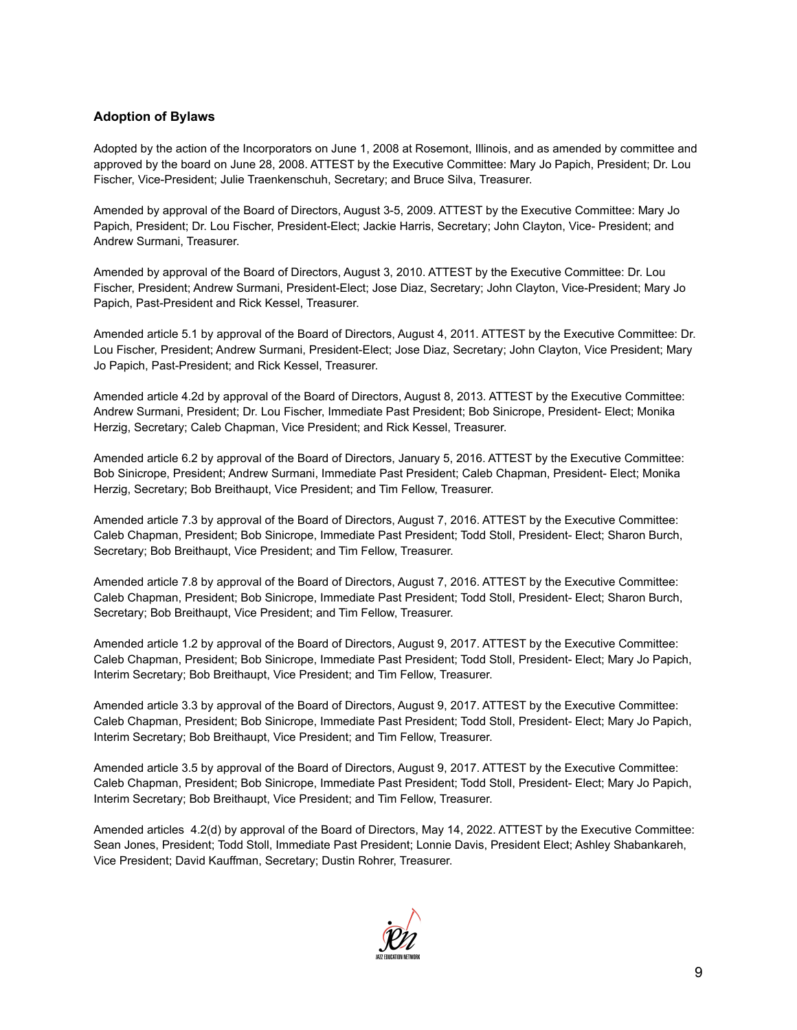### Adoption of Bylaws

Adopted by the action of the Incorporators on June 1, 2008 at Rosemont, Illinois, and as amended by committee and approved by the board on June 28, 2008. ATTEST by the Executive Committee: Mary Jo Papich, President; Dr. Lou Fischer, Vice-President; Julie Traenkenschuh, Secretary; and Bruce Silva, Treasurer.

Amended by approval of the Board of Directors, August 3-5, 2009. ATTEST by the Executive Committee: Mary Jo Papich, President; Dr. Lou Fischer, President-Elect; Jackie Harris, Secretary; John Clayton, Vice- President; and Andrew Surmani, Treasurer.

Amended by approval of the Board of Directors, August 3, 2010. ATTEST by the Executive Committee: Dr. Lou Fischer, President; Andrew Surmani, President-Elect; Jose Diaz, Secretary; John Clayton, Vice-President; Mary Jo Papich, Past-President and Rick Kessel, Treasurer.

Amended article 5.1 by approval of the Board of Directors, August 4, 2011. ATTEST by the Executive Committee: Dr. Lou Fischer, President; Andrew Surmani, President-Elect; Jose Diaz, Secretary; John Clayton, Vice President; Mary Jo Papich, Past-President; and Rick Kessel, Treasurer.

Amended article 4.2d by approval of the Board of Directors, August 8, 2013. ATTEST by the Executive Committee: Andrew Surmani, President; Dr. Lou Fischer, Immediate Past President; Bob Sinicrope, President- Elect; Monika Herzig, Secretary; Caleb Chapman, Vice President; and Rick Kessel, Treasurer.

Amended article 6.2 by approval of the Board of Directors, January 5, 2016. ATTEST by the Executive Committee: Bob Sinicrope, President; Andrew Surmani, Immediate Past President; Caleb Chapman, President- Elect; Monika Herzig, Secretary; Bob Breithaupt, Vice President; and Tim Fellow, Treasurer.

Amended article 7.3 by approval of the Board of Directors, August 7, 2016. ATTEST by the Executive Committee: Caleb Chapman, President; Bob Sinicrope, Immediate Past President; Todd Stoll, President- Elect; Sharon Burch, Secretary; Bob Breithaupt, Vice President; and Tim Fellow, Treasurer.

Amended article 7.8 by approval of the Board of Directors, August 7, 2016. ATTEST by the Executive Committee: Caleb Chapman, President; Bob Sinicrope, Immediate Past President; Todd Stoll, President- Elect; Sharon Burch, Secretary; Bob Breithaupt, Vice President; and Tim Fellow, Treasurer.

Amended article 1.2 by approval of the Board of Directors, August 9, 2017. ATTEST by the Executive Committee: Caleb Chapman, President; Bob Sinicrope, Immediate Past President; Todd Stoll, President- Elect; Mary Jo Papich, Interim Secretary; Bob Breithaupt, Vice President; and Tim Fellow, Treasurer.

Amended article 3.3 by approval of the Board of Directors, August 9, 2017. ATTEST by the Executive Committee: Caleb Chapman, President; Bob Sinicrope, Immediate Past President; Todd Stoll, President- Elect; Mary Jo Papich, Interim Secretary; Bob Breithaupt, Vice President; and Tim Fellow, Treasurer.

Amended article 3.5 by approval of the Board of Directors, August 9, 2017. ATTEST by the Executive Committee: Caleb Chapman, President; Bob Sinicrope, Immediate Past President; Todd Stoll, President- Elect; Mary Jo Papich, Interim Secretary; Bob Breithaupt, Vice President; and Tim Fellow, Treasurer.

Amended articles 4.2(d) by approval of the Board of Directors, May 14, 2022. ATTEST by the Executive Committee: Sean Jones, President; Todd Stoll, Immediate Past President; Lonnie Davis, President Elect; Ashley Shabankareh, Vice President; David Kauffman, Secretary; Dustin Rohrer, Treasurer.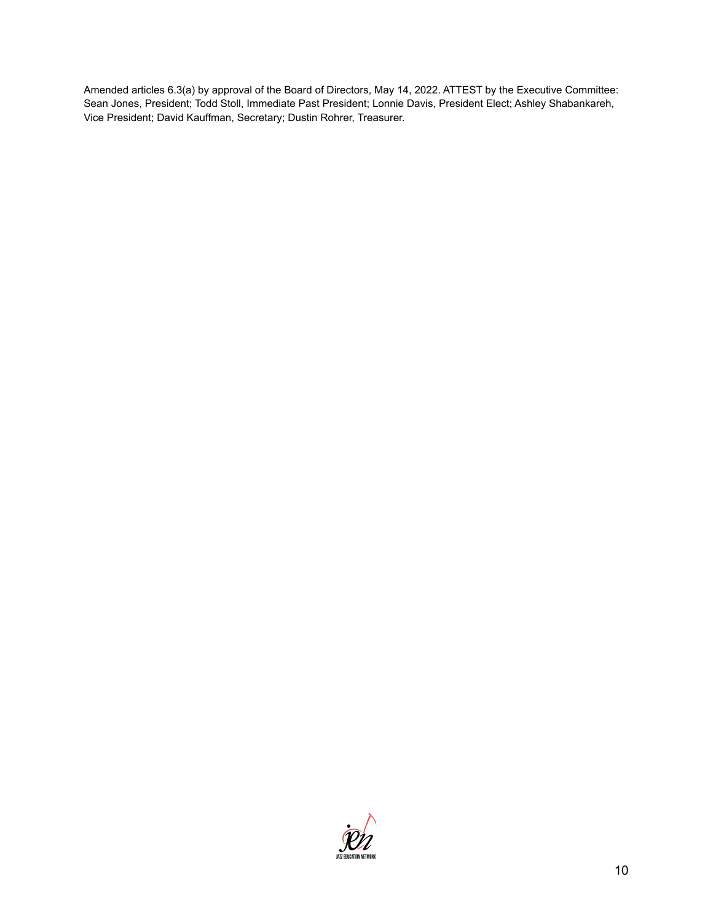Amended articles 6.3(a) by approval of the Board of Directors, May 14, 2022. ATTEST by the Executive Committee: Sean Jones, President; Todd Stoll, Immediate Past President; Lonnie Davis, President Elect; Ashley Shabankareh, Vice President; David Kauffman, Secretary; Dustin Rohrer, Treasurer.